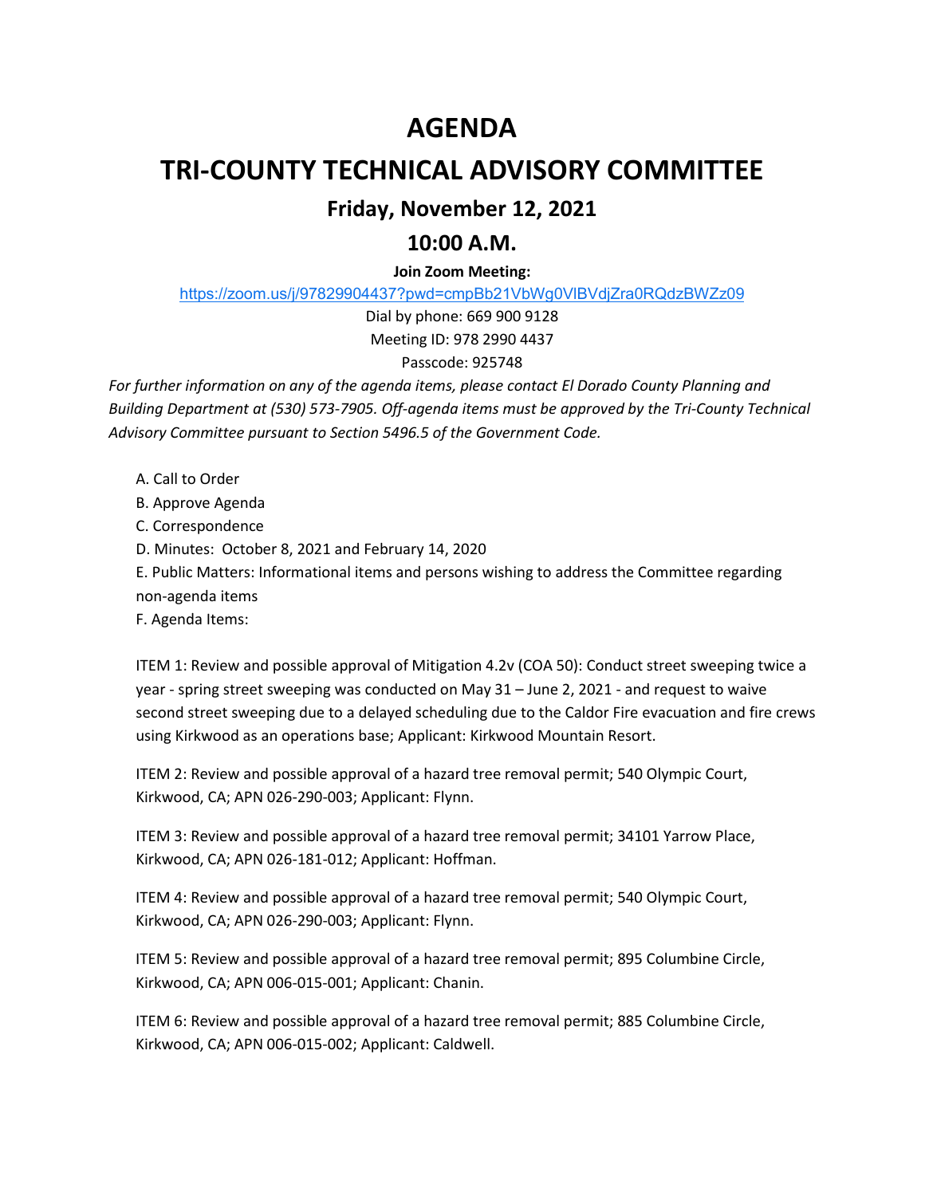# AGENDA

# TRI-COUNTY TECHNICAL ADVISORY COMMITTEE

## Friday, November 12, 2021

## 10:00 A.M.

**Join Zoom Meeting:**

https://zoom.us/j/97829904437?pwd=cmpBb21VbWg0VlBVdjZra0RQdzBWZz09

Dial by phone: 669 900 9128

Meeting ID: 978 2990 4437

Passcode: 925748

*For further information on any of the agenda items, please contact El Dorado County Planning and Building Department at (530) 573-7905. Off-agenda items must be approved by the Tri-County Technical Advisory Committee pursuant to Section 5496.5 of the Government Code.*

A. Call to Order

B. Approve Agenda

C. Correspondence

D. Minutes: October 8, 2021 and February 14, 2020

E. Public Matters: Informational items and persons wishing to address the Committee regarding non-agenda items

F. Agenda Items:

ITEM 1: Review and possible approval of Mitigation 4.2v (COA 50): Conduct street sweeping twice a year - spring street sweeping was conducted on May 31 – June 2, 2021 - and request to waive second street sweeping due to a delayed scheduling due to the Caldor Fire evacuation and fire crews using Kirkwood as an operations base; Applicant: Kirkwood Mountain Resort.

ITEM 2: Review and possible approval of a hazard tree removal permit; 540 Olympic Court, Kirkwood, CA; APN 026-290-003; Applicant: Flynn.

ITEM 3: Review and possible approval of a hazard tree removal permit; 34101 Yarrow Place, Kirkwood, CA; APN 026-181-012; Applicant: Hoffman.

ITEM 4: Review and possible approval of a hazard tree removal permit; 540 Olympic Court, Kirkwood, CA; APN 026-290-003; Applicant: Flynn.

ITEM 5: Review and possible approval of a hazard tree removal permit; 895 Columbine Circle, Kirkwood, CA; APN 006-015-001; Applicant: Chanin.

ITEM 6: Review and possible approval of a hazard tree removal permit; 885 Columbine Circle, Kirkwood, CA; APN 006-015-002; Applicant: Caldwell.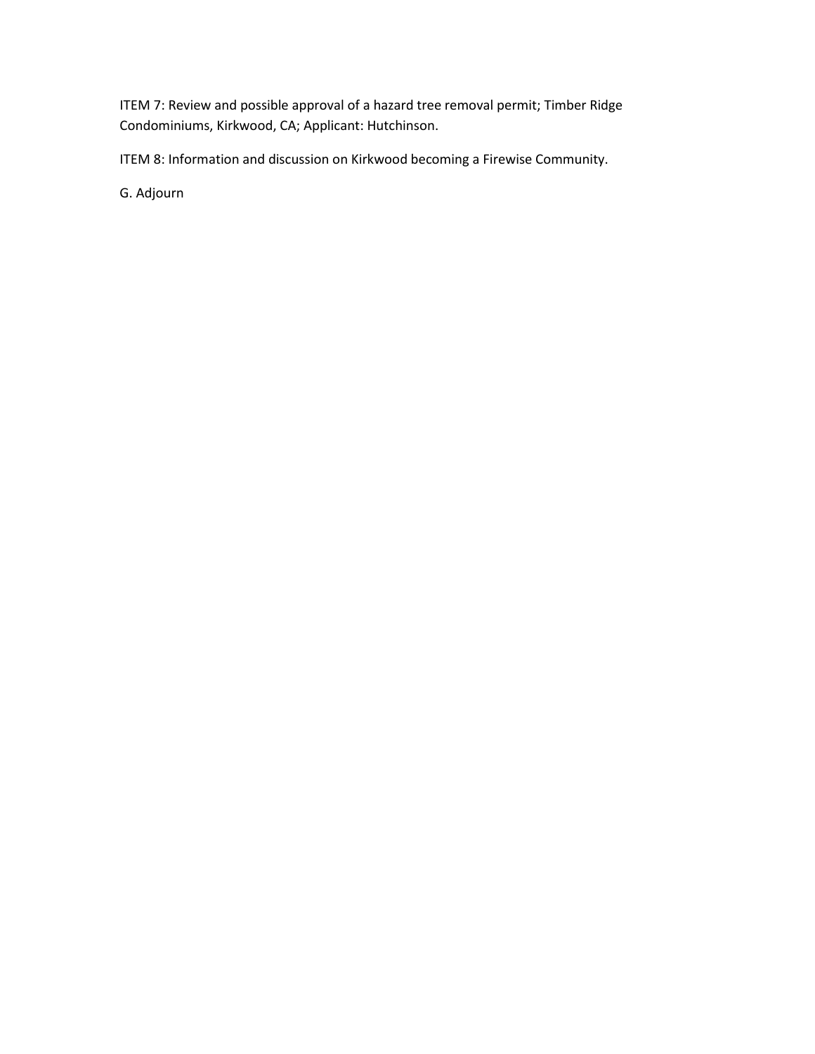ITEM 7: Review and possible approval of a hazard tree removal permit; Timber Ridge Condominiums, Kirkwood, CA; Applicant: Hutchinson.

ITEM 8: Information and discussion on Kirkwood becoming a Firewise Community.

G. Adjourn